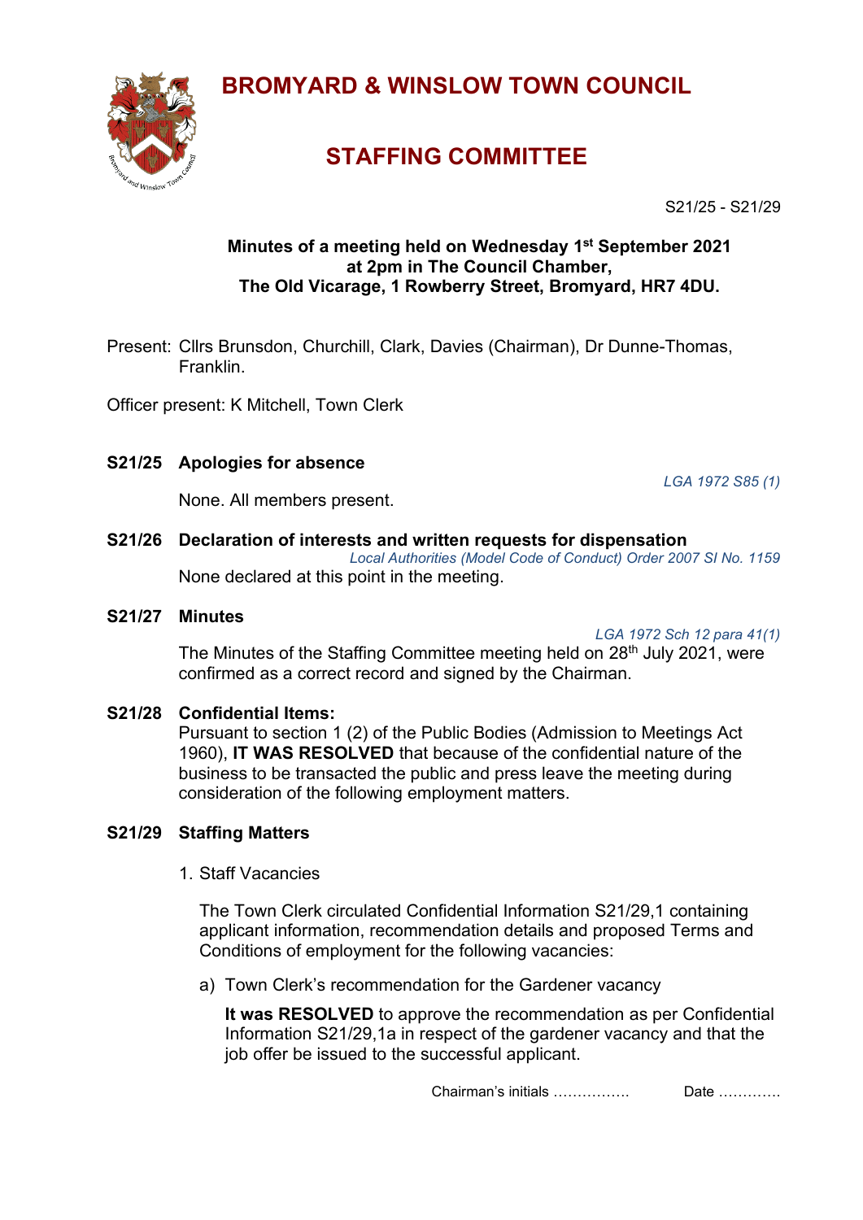# BROMYARD & WINSLOW TOWN COUNCIL

## STAFFING COMMITTEE

S21/25 - S21/29

**Minutes of a meeting held on Wednesday 1st September 2021 at 2pm in The Council Chamber, The Old Vicarage, 1 Rowberry Street, Bromyard, HR7 4DU.**

Present: Cllrs Brunsdon, Churchill, Clark, Davies (Chairman), Dr Dunne-Thomas, Franklin.

Officer present: K Mitchell, Town Clerk

### S21/25 Apologies for absence

*LGA 1972 S85 (1)*

None. All members present.

### S21/26 Declaration of interests and written requests for dispensation

*Local Authorities (Model Code of Conduct) Order 2007 SI No. 1159*

None declared at this point in the meeting.

### S21/27 Minutes

*LGA 1972 Sch 12 para 41(1)*

The Minutes of the Staffing Committee meeting held on 28th July 2021, were confirmed as a correct record and signed by the Chairman.

### S21/28 Confidential Items:

Pursuant to section 1 (2) of the Public Bodies (Admission to Meetings Act 1960), **IT WAS RESOLVED** that because of the confidential nature of the business to be transacted the public and press leave the meeting during consideration of the following employment matters.

### S21/29 Staffing Matters

1. Staff Vacancies

   The Town Clerk circulated Confidential Information S21/29,1 containing applicant information, recommendation details and proposed Terms and Conditions of employment for the following vacancies:

   a) Town Clerk's recommendation for the Gardener vacancy

      **It was RESOLVED** to approve the recommendation as per Confidential Information S21/29,1a in respect of the gardener vacancy and that the job offer be issued to the successful applicant.

Chairman's initials ……………. Date ………….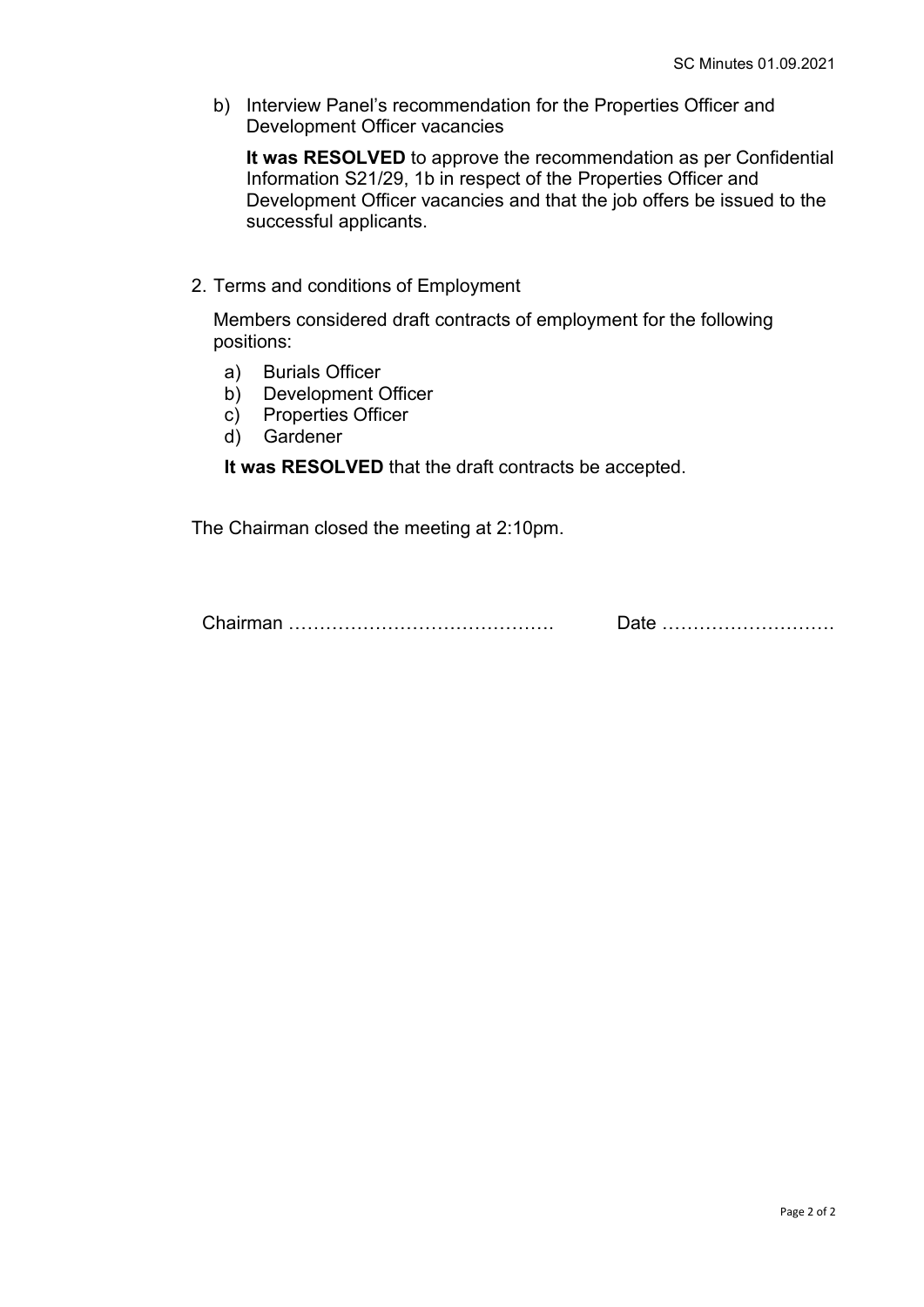b) Interview Panel's recommendation for the Properties Officer and Development Officer vacancies

   **It was RESOLVED** to approve the recommendation as per Confidential Information S21/29, 1b in respect of the Properties Officer and Development Officer vacancies and that the job offers be issued to the successful applicants.

2. Terms and conditions of Employment

   Members considered draft contracts of employment for the following positions:

   a) Burials Officer
   b) Development Officer
   c) Properties Officer
   d) Gardener

   **It was RESOLVED** that the draft contracts be accepted.

The Chairman closed the meeting at 2:10pm.

Chairman ……………………………………. Date ……………………….